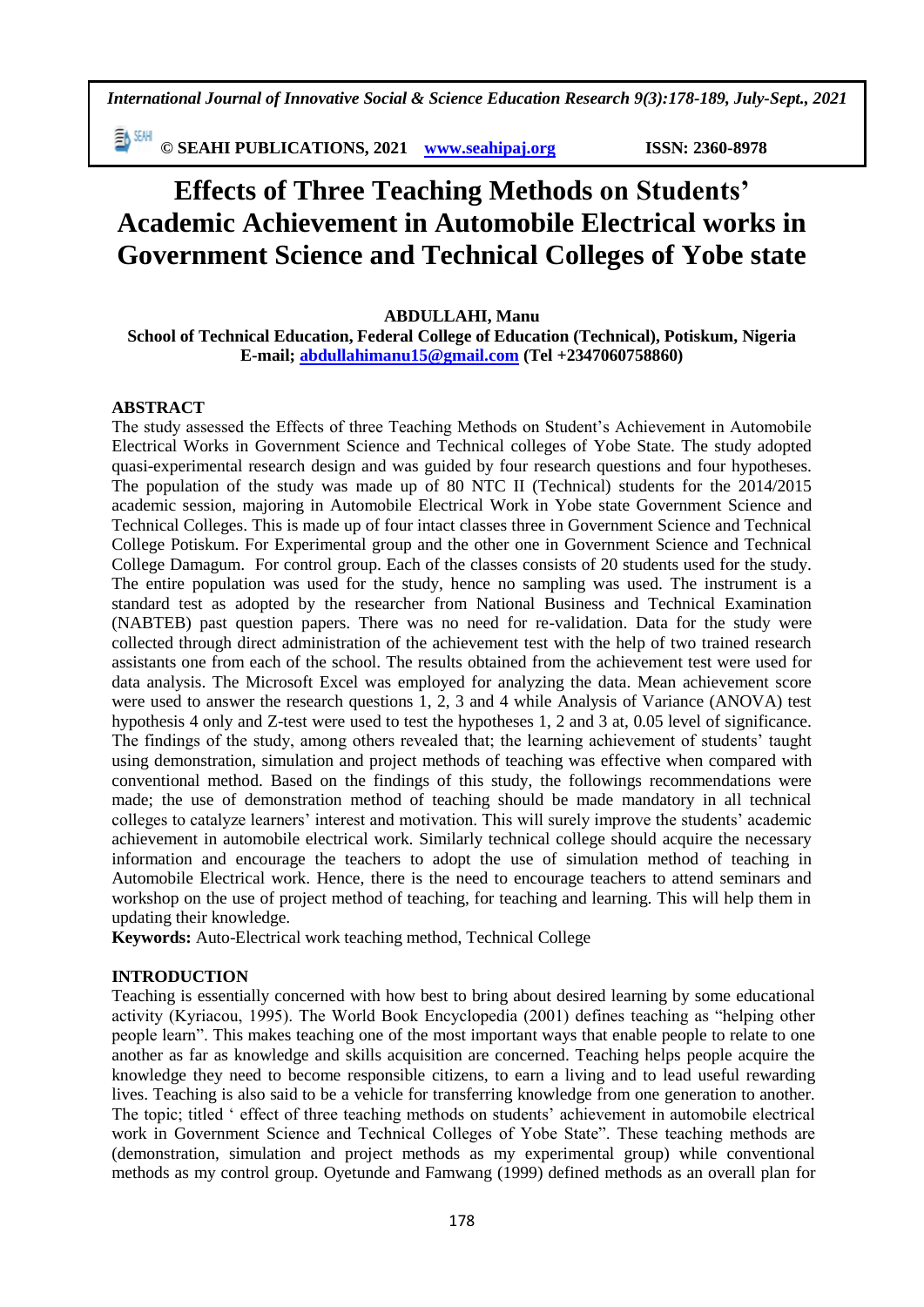# Effects of Three Teaching Methods on Students' Academic Achievement in Automobile Electrical works in Government Science and Technical Colleges of Yobe state

**ABDULLAHI, Manu**

**School of Technical Education, Federal College of Education (Technical), Potiskum, Nigeria**
**E-mail; abdullahimanu15@gmail.com (Tel +2347060758860)**

## ABSTRACT

The study assessed the Effects of three Teaching Methods on Student's Achievement in Automobile Electrical Works in Government Science and Technical colleges of Yobe State. The study adopted quasi-experimental research design and was guided by four research questions and four hypotheses. The population of the study was made up of 80 NTC II (Technical) students for the 2014/2015 academic session, majoring in Automobile Electrical Work in Yobe state Government Science and Technical Colleges. This is made up of four intact classes three in Government Science and Technical College Potiskum. For Experimental group and the other one in Government Science and Technical College Damagum. For control group. Each of the classes consists of 20 students used for the study. The entire population was used for the study, hence no sampling was used. The instrument is a standard test as adopted by the researcher from National Business and Technical Examination (NABTEB) past question papers. There was no need for re-validation. Data for the study were collected through direct administration of the achievement test with the help of two trained research assistants one from each of the school. The results obtained from the achievement test were used for data analysis. The Microsoft Excel was employed for analyzing the data. Mean achievement score were used to answer the research questions 1, 2, 3 and 4 while Analysis of Variance (ANOVA) test hypothesis 4 only and Z-test were used to test the hypotheses 1, 2 and 3 at, 0.05 level of significance. The findings of the study, among others revealed that; the learning achievement of students' taught using demonstration, simulation and project methods of teaching was effective when compared with conventional method. Based on the findings of this study, the followings recommendations were made; the use of demonstration method of teaching should be made mandatory in all technical colleges to catalyze learners' interest and motivation. This will surely improve the students' academic achievement in automobile electrical work. Similarly technical college should acquire the necessary information and encourage the teachers to adopt the use of simulation method of teaching in Automobile Electrical work. Hence, there is the need to encourage teachers to attend seminars and workshop on the use of project method of teaching, for teaching and learning. This will help them in updating their knowledge.

**Keywords:** Auto-Electrical work teaching method, Technical College

## INTRODUCTION

Teaching is essentially concerned with how best to bring about desired learning by some educational activity (Kyriacou, 1995). The World Book Encyclopedia (2001) defines teaching as "helping other people learn". This makes teaching one of the most important ways that enable people to relate to one another as far as knowledge and skills acquisition are concerned. Teaching helps people acquire the knowledge they need to become responsible citizens, to earn a living and to lead useful rewarding lives. Teaching is also said to be a vehicle for transferring knowledge from one generation to another. The topic; titled ' effect of three teaching methods on students' achievement in automobile electrical work in Government Science and Technical Colleges of Yobe State". These teaching methods are (demonstration, simulation and project methods as my experimental group) while conventional methods as my control group. Oyetunde and Famwang (1999) defined methods as an overall plan for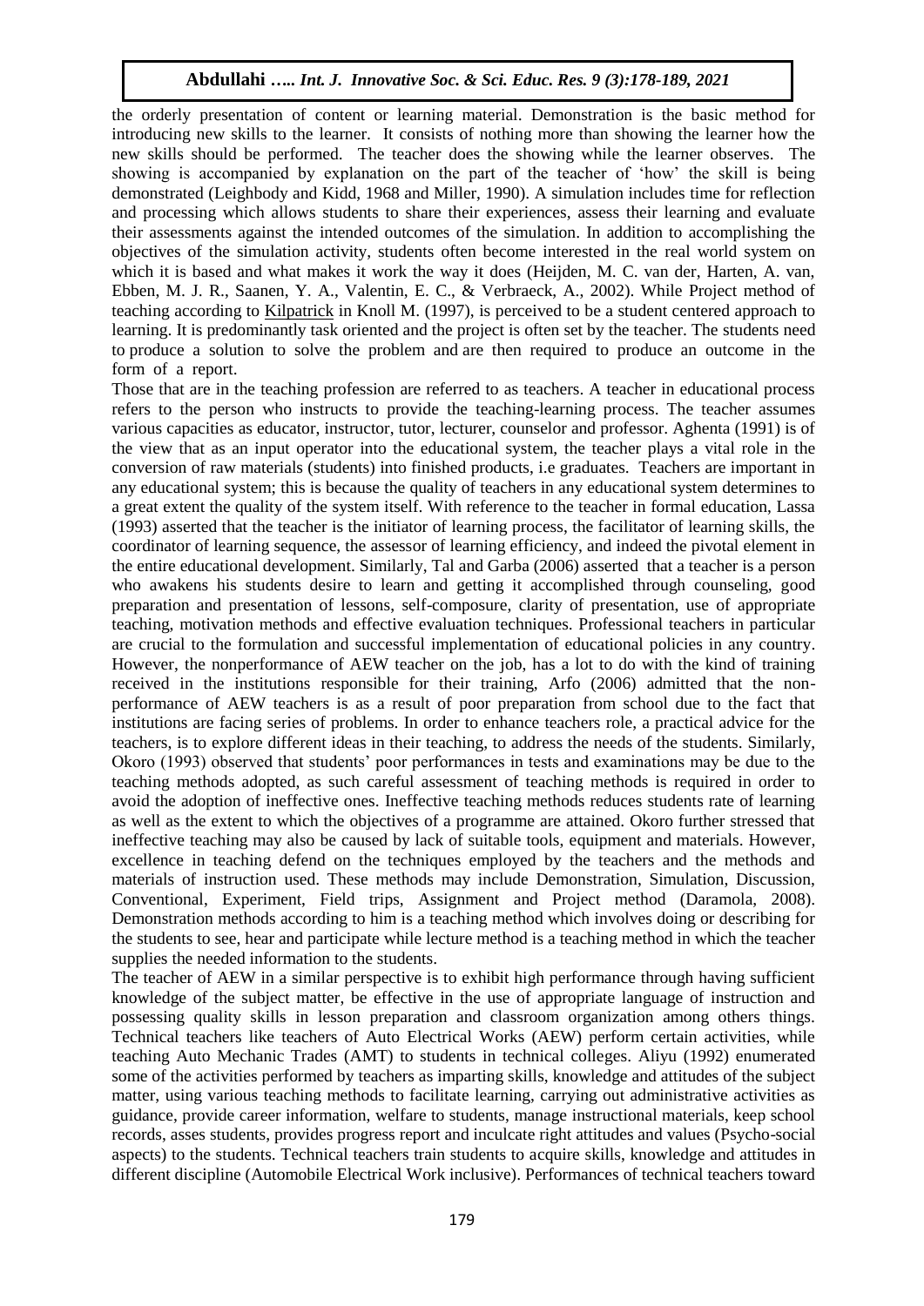the orderly presentation of content or learning material. Demonstration is the basic method for introducing new skills to the learner. It consists of nothing more than showing the learner how the new skills should be performed. The teacher does the showing while the learner observes. The showing is accompanied by explanation on the part of the teacher of 'how' the skill is being demonstrated (Leighbody and Kidd, 1968 and Miller, 1990). A simulation includes time for reflection and processing which allows students to share their experiences, assess their learning and evaluate their assessments against the intended outcomes of the simulation. In addition to accomplishing the objectives of the simulation activity, students often become interested in the real world system on which it is based and what makes it work the way it does (Heijden, M. C. van der, Harten, A. van, Ebben, M. J. R., Saanen, Y. A., Valentin, E. C., & Verbraeck, A., 2002). While Project method of teaching according to Kilpatrick in Knoll M. (1997), is perceived to be a student centered approach to learning. It is predominantly task oriented and the project is often set by the teacher. The students need to produce a solution to solve the problem and are then required to produce an outcome in the form of a report.

Those that are in the teaching profession are referred to as teachers. A teacher in educational process refers to the person who instructs to provide the teaching-learning process. The teacher assumes various capacities as educator, instructor, tutor, lecturer, counselor and professor. Aghenta (1991) is of the view that as an input operator into the educational system, the teacher plays a vital role in the conversion of raw materials (students) into finished products, i.e graduates. Teachers are important in any educational system; this is because the quality of teachers in any educational system determines to a great extent the quality of the system itself. With reference to the teacher in formal education, Lassa (1993) asserted that the teacher is the initiator of learning process, the facilitator of learning skills, the coordinator of learning sequence, the assessor of learning efficiency, and indeed the pivotal element in the entire educational development. Similarly, Tal and Garba (2006) asserted that a teacher is a person who awakens his students desire to learn and getting it accomplished through counseling, good preparation and presentation of lessons, self-composure, clarity of presentation, use of appropriate teaching, motivation methods and effective evaluation techniques. Professional teachers in particular are crucial to the formulation and successful implementation of educational policies in any country. However, the nonperformance of AEW teacher on the job, has a lot to do with the kind of training received in the institutions responsible for their training, Arfo (2006) admitted that the non-performance of AEW teachers is as a result of poor preparation from school due to the fact that institutions are facing series of problems. In order to enhance teachers role, a practical advice for the teachers, is to explore different ideas in their teaching, to address the needs of the students. Similarly, Okoro (1993) observed that students' poor performances in tests and examinations may be due to the teaching methods adopted, as such careful assessment of teaching methods is required in order to avoid the adoption of ineffective ones. Ineffective teaching methods reduces students rate of learning as well as the extent to which the objectives of a programme are attained. Okoro further stressed that ineffective teaching may also be caused by lack of suitable tools, equipment and materials. However, excellence in teaching defend on the techniques employed by the teachers and the methods and materials of instruction used. These methods may include Demonstration, Simulation, Discussion, Conventional, Experiment, Field trips, Assignment and Project method (Daramola, 2008). Demonstration methods according to him is a teaching method which involves doing or describing for the students to see, hear and participate while lecture method is a teaching method in which the teacher supplies the needed information to the students.

The teacher of AEW in a similar perspective is to exhibit high performance through having sufficient knowledge of the subject matter, be effective in the use of appropriate language of instruction and possessing quality skills in lesson preparation and classroom organization among others things. Technical teachers like teachers of Auto Electrical Works (AEW) perform certain activities, while teaching Auto Mechanic Trades (AMT) to students in technical colleges. Aliyu (1992) enumerated some of the activities performed by teachers as imparting skills, knowledge and attitudes of the subject matter, using various teaching methods to facilitate learning, carrying out administrative activities as guidance, provide career information, welfare to students, manage instructional materials, keep school records, asses students, provides progress report and inculcate right attitudes and values (Psycho-social aspects) to the students. Technical teachers train students to acquire skills, knowledge and attitudes in different discipline (Automobile Electrical Work inclusive). Performances of technical teachers toward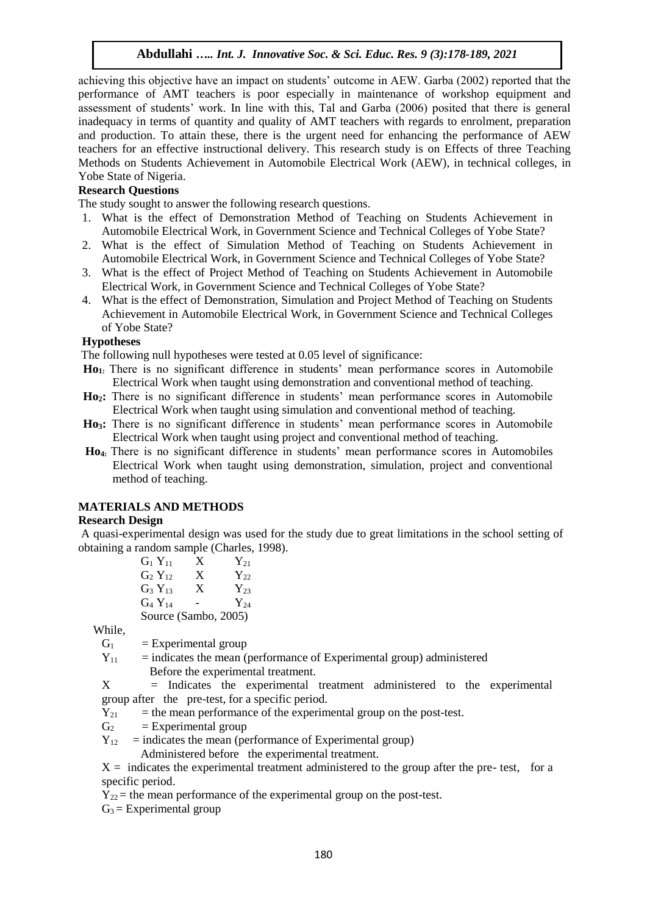achieving this objective have an impact on students' outcome in AEW. Garba (2002) reported that the performance of AMT teachers is poor especially in maintenance of workshop equipment and assessment of students' work. In line with this, Tal and Garba (2006) posited that there is general inadequacy in terms of quantity and quality of AMT teachers with regards to enrolment, preparation and production. To attain these, there is the urgent need for enhancing the performance of AEW teachers for an effective instructional delivery. This research study is on Effects of three Teaching Methods on Students Achievement in Automobile Electrical Work (AEW), in technical colleges, in Yobe State of Nigeria.

### Research Questions

The study sought to answer the following research questions.

1. What is the effect of Demonstration Method of Teaching on Students Achievement in Automobile Electrical Work, in Government Science and Technical Colleges of Yobe State?
2. What is the effect of Simulation Method of Teaching on Students Achievement in Automobile Electrical Work, in Government Science and Technical Colleges of Yobe State?
3. What is the effect of Project Method of Teaching on Students Achievement in Automobile Electrical Work, in Government Science and Technical Colleges of Yobe State?
4. What is the effect of Demonstration, Simulation and Project Method of Teaching on Students Achievement in Automobile Electrical Work, in Government Science and Technical Colleges of Yobe State?

### Hypotheses

The following null hypotheses were tested at 0.05 level of significance:

**$Ho_1$:** There is no significant difference in students' mean performance scores in Automobile Electrical Work when taught using demonstration and conventional method of teaching.

**$Ho_2$:** There is no significant difference in students' mean performance scores in Automobile Electrical Work when taught using simulation and conventional method of teaching.

**$Ho_3$:** There is no significant difference in students' mean performance scores in Automobile Electrical Work when taught using project and conventional method of teaching.

**$Ho_4$:** There is no significant difference in students' mean performance scores in Automobiles Electrical Work when taught using demonstration, simulation, project and conventional method of teaching.

## MATERIALS AND METHODS

### Research Design

A quasi-experimental design was used for the study due to great limitations in the school setting of obtaining a random sample (Charles, 1998).

| | | |
|---|---|---|
| $G_1$ $Y_{11}$ | X | $Y_{21}$ |
| $G_2$ $Y_{12}$ | X | $Y_{22}$ |
| $G_3$ $Y_{13}$ | X | $Y_{23}$ |
| $G_4$ $Y_{14}$ | - | $Y_{24}$ |

Source (Sambo, 2005)

While,

$G_1$ = Experimental group

$Y_{11}$ = indicates the mean (performance of Experimental group) administered Before the experimental treatment.

X = Indicates the experimental treatment administered to the experimental group after the pre-test, for a specific period.

$Y_{21}$ = the mean performance of the experimental group on the post-test.

$G_2$ = Experimental group

$Y_{12}$ = indicates the mean (performance of Experimental group) Administered before the experimental treatment.

X = indicates the experimental treatment administered to the group after the pre- test, for a specific period.

$Y_{22}$ = the mean performance of the experimental group on the post-test.

$G_3$ = Experimental group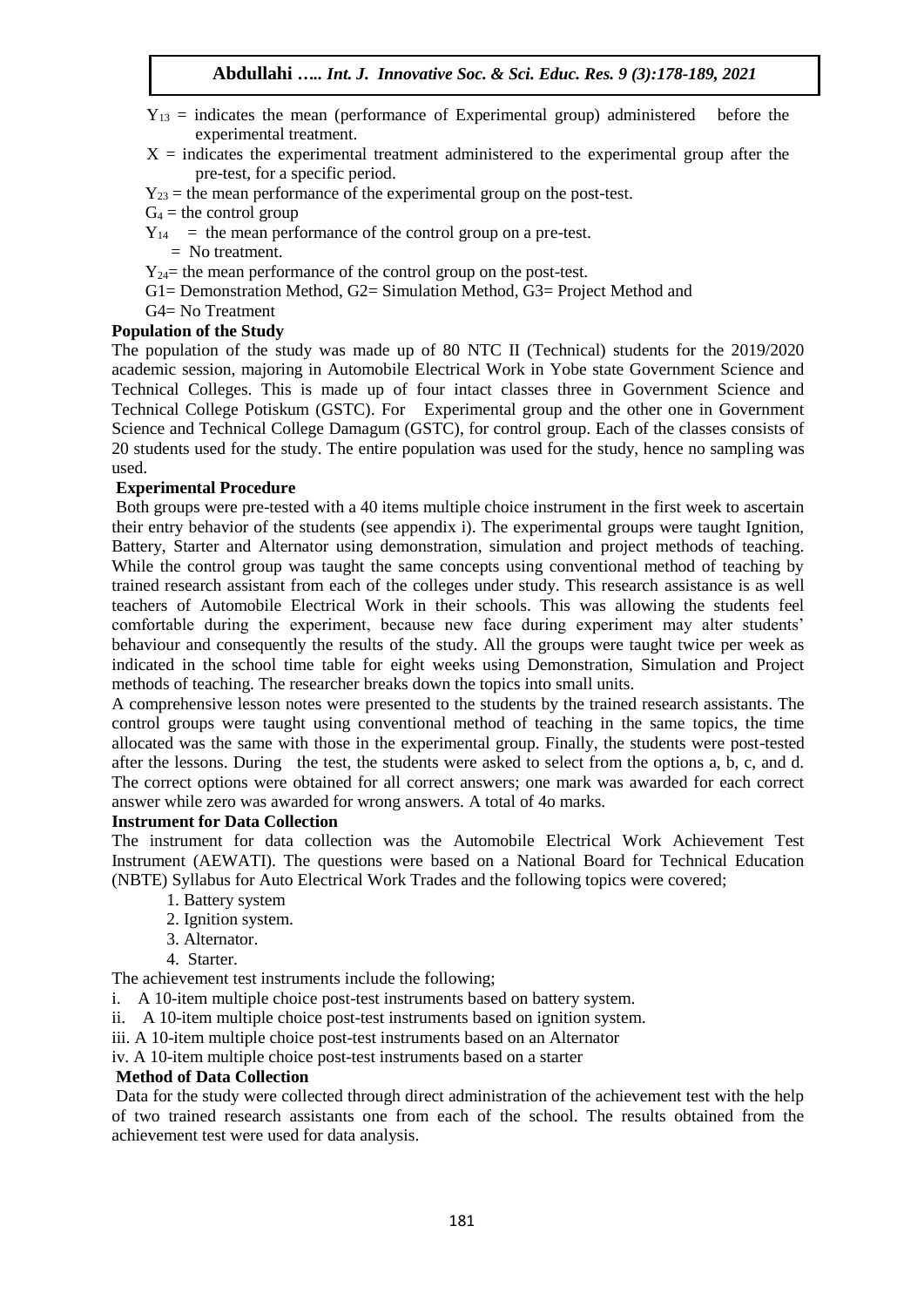$Y_{13}$ = indicates the mean (performance of Experimental group) administered before the experimental treatment.

$X$ = indicates the experimental treatment administered to the experimental group after the pre-test, for a specific period.

$Y_{23}$ = the mean performance of the experimental group on the post-test.

$G_4$ = the control group

$Y_{14}$ = the mean performance of the control group on a pre-test.

= No treatment.

$Y_{24}$= the mean performance of the control group on the post-test.

G1= Demonstration Method, G2= Simulation Method, G3= Project Method and

G4= No Treatment

**Population of the Study**

The population of the study was made up of 80 NTC II (Technical) students for the 2019/2020 academic session, majoring in Automobile Electrical Work in Yobe state Government Science and Technical Colleges. This is made up of four intact classes three in Government Science and Technical College Potiskum (GSTC). For Experimental group and the other one in Government Science and Technical College Damagum (GSTC), for control group. Each of the classes consists of 20 students used for the study. The entire population was used for the study, hence no sampling was used.

**Experimental Procedure**

Both groups were pre-tested with a 40 items multiple choice instrument in the first week to ascertain their entry behavior of the students (see appendix i). The experimental groups were taught Ignition, Battery, Starter and Alternator using demonstration, simulation and project methods of teaching. While the control group was taught the same concepts using conventional method of teaching by trained research assistant from each of the colleges under study. This research assistance is as well teachers of Automobile Electrical Work in their schools. This was allowing the students feel comfortable during the experiment, because new face during experiment may alter students' behaviour and consequently the results of the study. All the groups were taught twice per week as indicated in the school time table for eight weeks using Demonstration, Simulation and Project methods of teaching. The researcher breaks down the topics into small units.

A comprehensive lesson notes were presented to the students by the trained research assistants. The control groups were taught using conventional method of teaching in the same topics, the time allocated was the same with those in the experimental group. Finally, the students were post-tested after the lessons. During the test, the students were asked to select from the options a, b, c, and d. The correct options were obtained for all correct answers; one mark was awarded for each correct answer while zero was awarded for wrong answers. A total of 4o marks.

**Instrument for Data Collection**

The instrument for data collection was the Automobile Electrical Work Achievement Test Instrument (AEWATI). The questions were based on a National Board for Technical Education (NBTE) Syllabus for Auto Electrical Work Trades and the following topics were covered;

1. Battery system
2. Ignition system.
3. Alternator.
4. Starter.

The achievement test instruments include the following;

i. A 10-item multiple choice post-test instruments based on battery system.

ii. A 10-item multiple choice post-test instruments based on ignition system.

iii. A 10-item multiple choice post-test instruments based on an Alternator

iv. A 10-item multiple choice post-test instruments based on a starter

**Method of Data Collection**

Data for the study were collected through direct administration of the achievement test with the help of two trained research assistants one from each of the school. The results obtained from the achievement test were used for data analysis.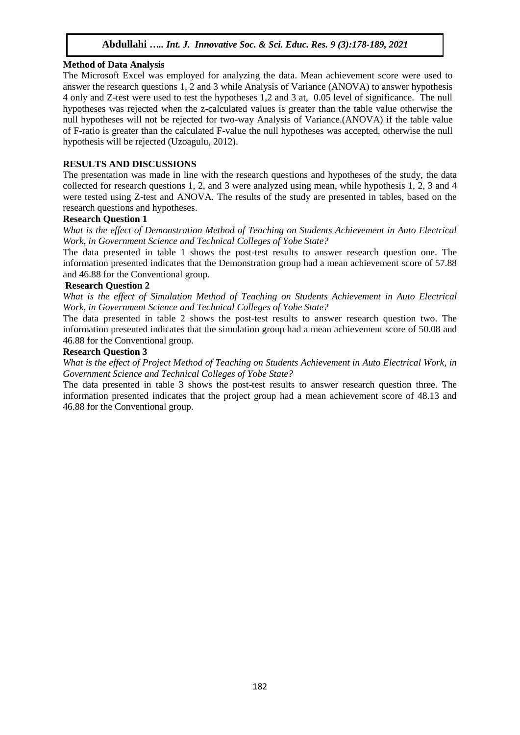**Method of Data Analysis**

The Microsoft Excel was employed for analyzing the data. Mean achievement score were used to answer the research questions 1, 2 and 3 while Analysis of Variance (ANOVA) to answer hypothesis 4 only and Z-test were used to test the hypotheses 1,2 and 3 at, 0.05 level of significance. The null hypotheses was rejected when the z-calculated values is greater than the table value otherwise the null hypotheses will not be rejected for two-way Analysis of Variance.(ANOVA) if the table value of F-ratio is greater than the calculated F-value the null hypotheses was accepted, otherwise the null hypothesis will be rejected (Uzoagulu, 2012).

## RESULTS AND DISCUSSIONS

The presentation was made in line with the research questions and hypotheses of the study, the data collected for research questions 1, 2, and 3 were analyzed using mean, while hypothesis 1, 2, 3 and 4 were tested using Z-test and ANOVA. The results of the study are presented in tables, based on the research questions and hypotheses.

**Research Question 1**

*What is the effect of Demonstration Method of Teaching on Students Achievement in Auto Electrical Work, in Government Science and Technical Colleges of Yobe State?*

The data presented in table 1 shows the post-test results to answer research question one. The information presented indicates that the Demonstration group had a mean achievement score of 57.88 and 46.88 for the Conventional group.

**Research Question 2**

*What is the effect of Simulation Method of Teaching on Students Achievement in Auto Electrical Work, in Government Science and Technical Colleges of Yobe State?*

The data presented in table 2 shows the post-test results to answer research question two. The information presented indicates that the simulation group had a mean achievement score of 50.08 and 46.88 for the Conventional group.

**Research Question 3**

*What is the effect of Project Method of Teaching on Students Achievement in Auto Electrical Work, in Government Science and Technical Colleges of Yobe State?*

The data presented in table 3 shows the post-test results to answer research question three. The information presented indicates that the project group had a mean achievement score of 48.13 and 46.88 for the Conventional group.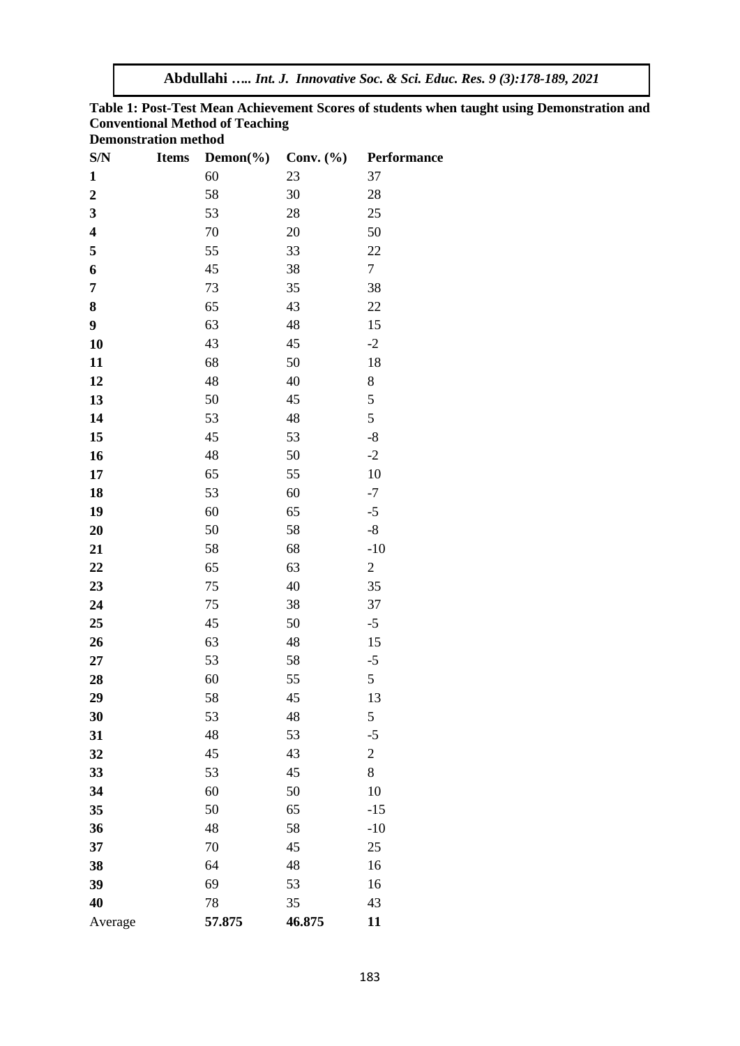**Table 1: Post-Test Mean Achievement Scores of students when taught using Demonstration and Conventional Method of Teaching**

**Demonstration method**

| S/N | Items | Demon(%) | Conv. (%) | Performance |
|---|---|---|---|---|
| **1** | | 60 | 23 | 37 |
| **2** | | 58 | 30 | 28 |
| **3** | | 53 | 28 | 25 |
| **4** | | 70 | 20 | 50 |
| **5** | | 55 | 33 | 22 |
| **6** | | 45 | 38 | 7 |
| **7** | | 73 | 35 | 38 |
| **8** | | 65 | 43 | 22 |
| **9** | | 63 | 48 | 15 |
| **10** | | 43 | 45 | -2 |
| **11** | | 68 | 50 | 18 |
| **12** | | 48 | 40 | 8 |
| **13** | | 50 | 45 | 5 |
| **14** | | 53 | 48 | 5 |
| **15** | | 45 | 53 | -8 |
| **16** | | 48 | 50 | -2 |
| **17** | | 65 | 55 | 10 |
| **18** | | 53 | 60 | -7 |
| **19** | | 60 | 65 | -5 |
| **20** | | 50 | 58 | -8 |
| **21** | | 58 | 68 | -10 |
| **22** | | 65 | 63 | 2 |
| **23** | | 75 | 40 | 35 |
| **24** | | 75 | 38 | 37 |
| **25** | | 45 | 50 | -5 |
| **26** | | 63 | 48 | 15 |
| **27** | | 53 | 58 | -5 |
| **28** | | 60 | 55 | 5 |
| **29** | | 58 | 45 | 13 |
| **30** | | 53 | 48 | 5 |
| **31** | | 48 | 53 | -5 |
| **32** | | 45 | 43 | 2 |
| **33** | | 53 | 45 | 8 |
| **34** | | 60 | 50 | 10 |
| **35** | | 50 | 65 | -15 |
| **36** | | 48 | 58 | -10 |
| **37** | | 70 | 45 | 25 |
| **38** | | 64 | 48 | 16 |
| **39** | | 69 | 53 | 16 |
| **40** | | 78 | 35 | 43 |
| Average | | **57.875** | **46.875** | **11** |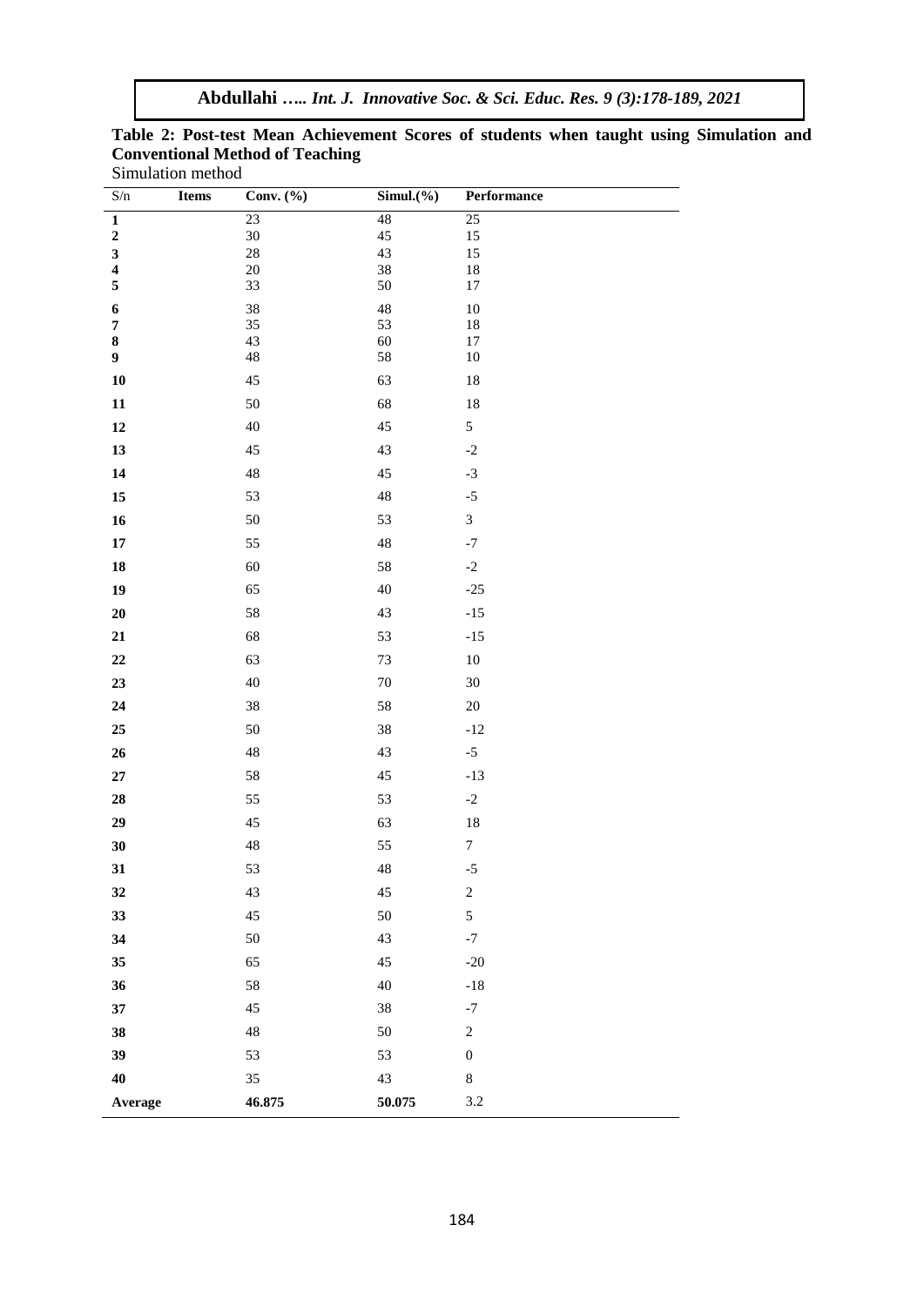**Table 2: Post-test Mean Achievement Scores of students when taught using Simulation and Conventional Method of Teaching**

Simulation method

| S/n | Items | Conv. (%) | Simul.(%) | Performance |
|---|---|---|---|---|
| **1** | | 23 | 48 | 25 |
| **2** | | 30 | 45 | 15 |
| **3** | | 28 | 43 | 15 |
| **4** | | 20 | 38 | 18 |
| **5** | | 33 | 50 | 17 |
| **6** | | 38 | 48 | 10 |
| **7** | | 35 | 53 | 18 |
| **8** | | 43 | 60 | 17 |
| **9** | | 48 | 58 | 10 |
| **10** | | 45 | 63 | 18 |
| **11** | | 50 | 68 | 18 |
| **12** | | 40 | 45 | 5 |
| **13** | | 45 | 43 | -2 |
| **14** | | 48 | 45 | -3 |
| **15** | | 53 | 48 | -5 |
| **16** | | 50 | 53 | 3 |
| **17** | | 55 | 48 | -7 |
| **18** | | 60 | 58 | -2 |
| **19** | | 65 | 40 | -25 |
| **20** | | 58 | 43 | -15 |
| **21** | | 68 | 53 | -15 |
| **22** | | 63 | 73 | 10 |
| **23** | | 40 | 70 | 30 |
| **24** | | 38 | 58 | 20 |
| **25** | | 50 | 38 | -12 |
| **26** | | 48 | 43 | -5 |
| **27** | | 58 | 45 | -13 |
| **28** | | 55 | 53 | -2 |
| **29** | | 45 | 63 | 18 |
| **30** | | 48 | 55 | 7 |
| **31** | | 53 | 48 | -5 |
| **32** | | 43 | 45 | 2 |
| **33** | | 45 | 50 | 5 |
| **34** | | 50 | 43 | -7 |
| **35** | | 65 | 45 | -20 |
| **36** | | 58 | 40 | -18 |
| **37** | | 45 | 38 | -7 |
| **38** | | 48 | 50 | 2 |
| **39** | | 53 | 53 | 0 |
| **40** | | 35 | 43 | 8 |
| **Average** | | **46.875** | **50.075** | 3.2 |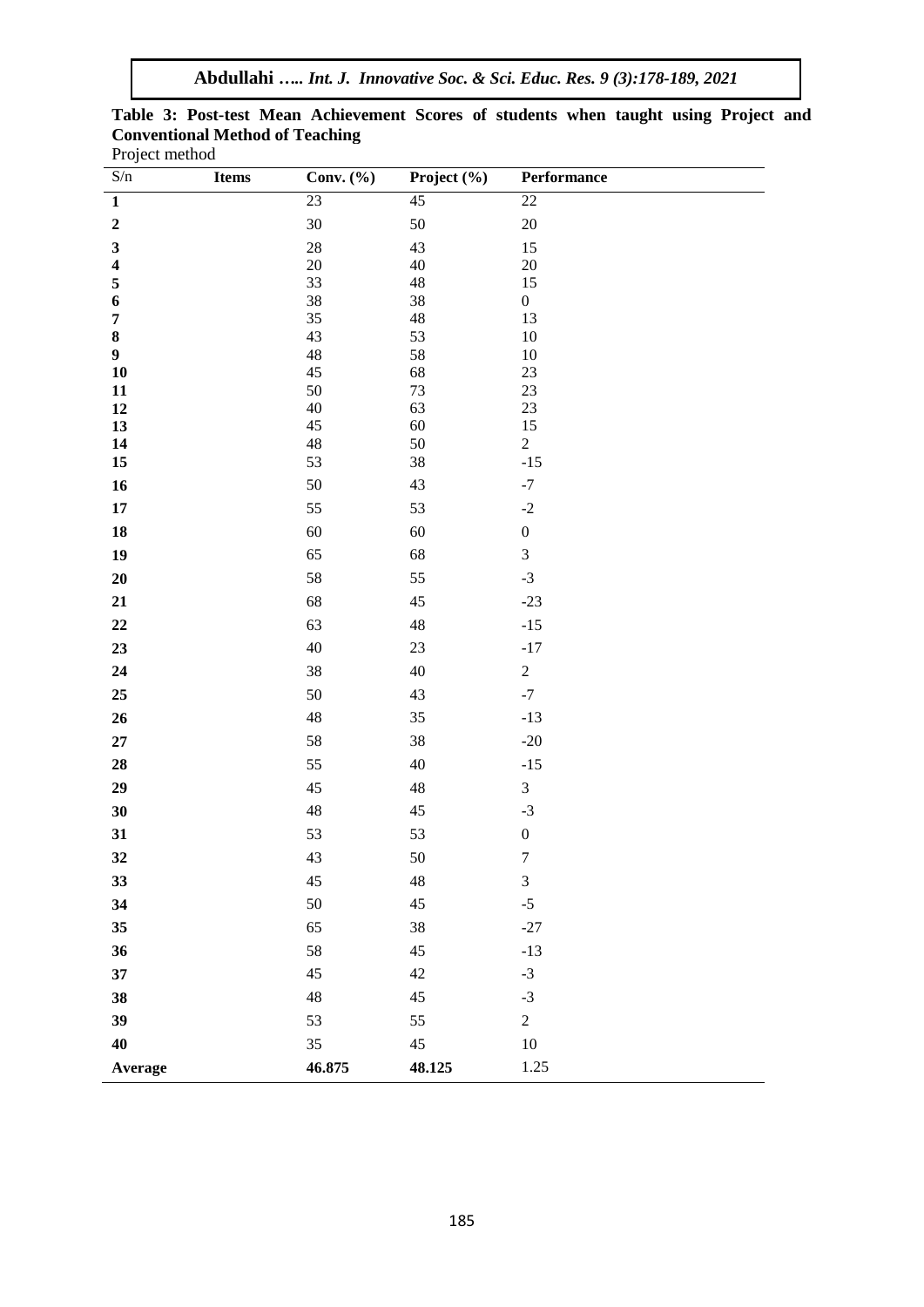**Table 3: Post-test Mean Achievement Scores of students when taught using Project and Conventional Method of Teaching**

Project method

| S/n | Items | Conv. (%) | Project (%) | Performance |
|---|---|---|---|---|
| **1** | | 23 | 45 | 22 |
| **2** | | 30 | 50 | 20 |
| **3** | | 28 | 43 | 15 |
| **4** | | 20 | 40 | 20 |
| **5** | | 33 | 48 | 15 |
| **6** | | 38 | 38 | 0 |
| **7** | | 35 | 48 | 13 |
| **8** | | 43 | 53 | 10 |
| **9** | | 48 | 58 | 10 |
| **10** | | 45 | 68 | 23 |
| **11** | | 50 | 73 | 23 |
| **12** | | 40 | 63 | 23 |
| **13** | | 45 | 60 | 15 |
| **14** | | 48 | 50 | 2 |
| **15** | | 53 | 38 | -15 |
| **16** | | 50 | 43 | -7 |
| **17** | | 55 | 53 | -2 |
| **18** | | 60 | 60 | 0 |
| **19** | | 65 | 68 | 3 |
| **20** | | 58 | 55 | -3 |
| **21** | | 68 | 45 | -23 |
| **22** | | 63 | 48 | -15 |
| **23** | | 40 | 23 | -17 |
| **24** | | 38 | 40 | 2 |
| **25** | | 50 | 43 | -7 |
| **26** | | 48 | 35 | -13 |
| **27** | | 58 | 38 | -20 |
| **28** | | 55 | 40 | -15 |
| **29** | | 45 | 48 | 3 |
| **30** | | 48 | 45 | -3 |
| **31** | | 53 | 53 | 0 |
| **32** | | 43 | 50 | 7 |
| **33** | | 45 | 48 | 3 |
| **34** | | 50 | 45 | -5 |
| **35** | | 65 | 38 | -27 |
| **36** | | 58 | 45 | -13 |
| **37** | | 45 | 42 | -3 |
| **38** | | 48 | 45 | -3 |
| **39** | | 53 | 55 | 2 |
| **40** | | 35 | 45 | 10 |
| **Average** | | **46.875** | **48.125** | 1.25 |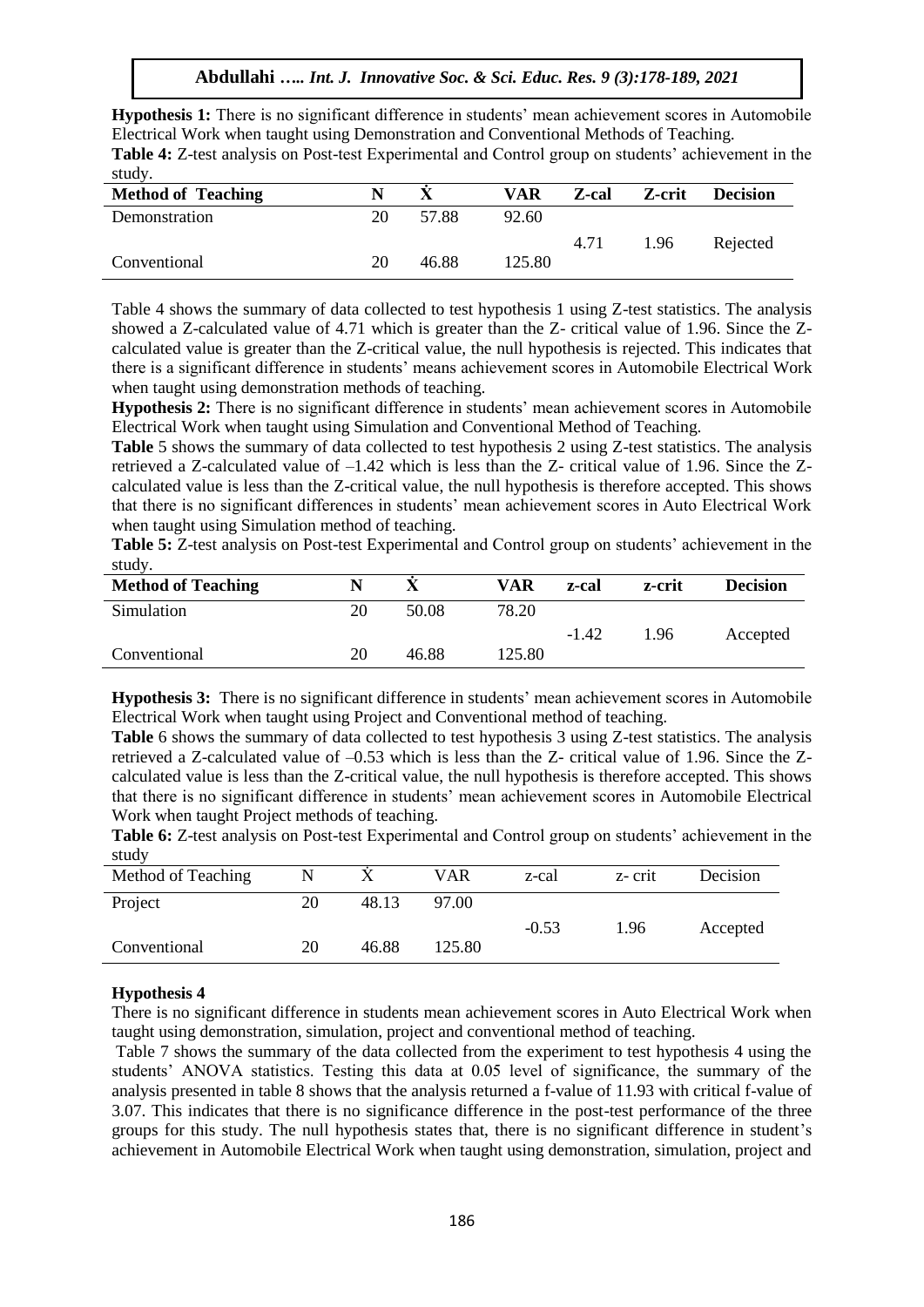**Hypothesis 1:** There is no significant difference in students' mean achievement scores in Automobile Electrical Work when taught using Demonstration and Conventional Methods of Teaching.

**Table 4:** Z-test analysis on Post-test Experimental and Control group on students' achievement in the study.

| Method of Teaching | N | Ẋ | VAR | Z-cal | Z-crit | Decision |
|---|---|---|---|---|---|---|
| Demonstration | 20 | 57.88 | 92.60 | 4.71 | 1.96 | Rejected |
| Conventional | 20 | 46.88 | 125.80 | | | |

Table 4 shows the summary of data collected to test hypothesis 1 using Z-test statistics. The analysis showed a Z-calculated value of 4.71 which is greater than the Z- critical value of 1.96. Since the Z-calculated value is greater than the Z-critical value, the null hypothesis is rejected. This indicates that there is a significant difference in students' means achievement scores in Automobile Electrical Work when taught using demonstration methods of teaching.

**Hypothesis 2:** There is no significant difference in students' mean achievement scores in Automobile Electrical Work when taught using Simulation and Conventional Method of Teaching.

**Table** 5 shows the summary of data collected to test hypothesis 2 using Z-test statistics. The analysis retrieved a Z-calculated value of –1.42 which is less than the Z- critical value of 1.96. Since the Z-calculated value is less than the Z-critical value, the null hypothesis is therefore accepted. This shows that there is no significant differences in students' mean achievement scores in Auto Electrical Work when taught using Simulation method of teaching.

**Table 5:** Z-test analysis on Post-test Experimental and Control group on students' achievement in the study.

| Method of Teaching | N | Ẋ | VAR | z-cal | z-crit | Decision |
|---|---|---|---|---|---|---|
| Simulation | 20 | 50.08 | 78.20 | -1.42 | 1.96 | Accepted |
| Conventional | 20 | 46.88 | 125.80 | | | |

**Hypothesis 3:** There is no significant difference in students' mean achievement scores in Automobile Electrical Work when taught using Project and Conventional method of teaching.

**Table** 6 shows the summary of data collected to test hypothesis 3 using Z-test statistics. The analysis retrieved a Z-calculated value of –0.53 which is less than the Z- critical value of 1.96. Since the Z-calculated value is less than the Z-critical value, the null hypothesis is therefore accepted. This shows that there is no significant difference in students' mean achievement scores in Automobile Electrical Work when taught Project methods of teaching.

**Table 6:** Z-test analysis on Post-test Experimental and Control group on students' achievement in the study

| Method of Teaching | N | Ẋ | VAR | z-cal | z- crit | Decision |
|---|---|---|---|---|---|---|
| Project | 20 | 48.13 | 97.00 | -0.53 | 1.96 | Accepted |
| Conventional | 20 | 46.88 | 125.80 | | | |

**Hypothesis 4**

There is no significant difference in students mean achievement scores in Auto Electrical Work when taught using demonstration, simulation, project and conventional method of teaching.

Table 7 shows the summary of the data collected from the experiment to test hypothesis 4 using the students' ANOVA statistics. Testing this data at 0.05 level of significance, the summary of the analysis presented in table 8 shows that the analysis returned a f-value of 11.93 with critical f-value of 3.07. This indicates that there is no significance difference in the post-test performance of the three groups for this study. The null hypothesis states that, there is no significant difference in student's achievement in Automobile Electrical Work when taught using demonstration, simulation, project and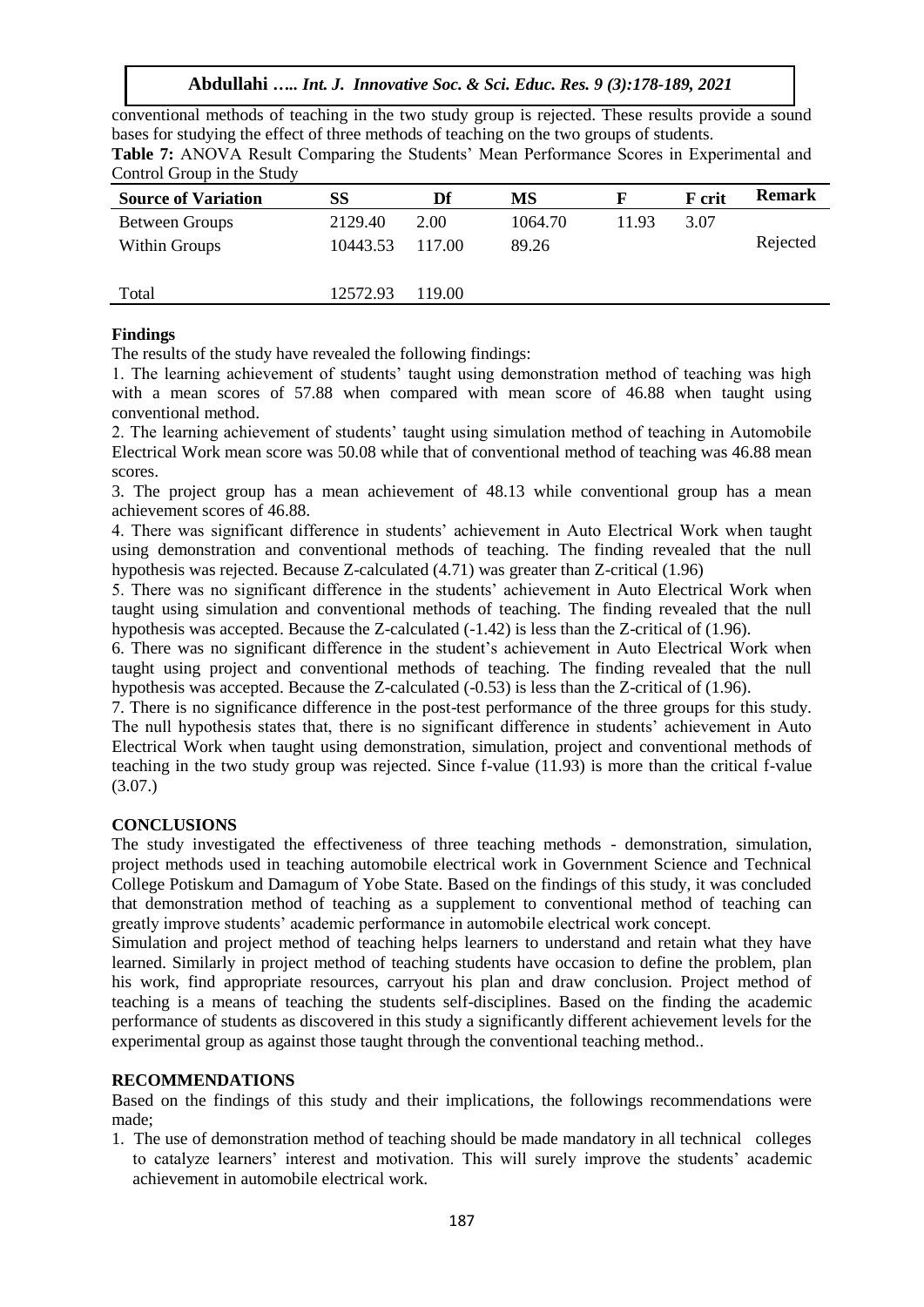conventional methods of teaching in the two study group is rejected. These results provide a sound bases for studying the effect of three methods of teaching on the two groups of students.

**Table 7:** ANOVA Result Comparing the Students' Mean Performance Scores in Experimental and Control Group in the Study

| Source of Variation | SS | Df | MS | F | F crit | Remark |
|---|---|---|---|---|---|---|
| Between Groups | 2129.40 | 2.00 | 1064.70 | 11.93 | 3.07 | |
| Within Groups | 10443.53 | 117.00 | 89.26 | | | Rejected |
| Total | 12572.93 | 119.00 | | | | |

**Findings**

The results of the study have revealed the following findings:

1. The learning achievement of students' taught using demonstration method of teaching was high with a mean scores of 57.88 when compared with mean score of 46.88 when taught using conventional method.
2. The learning achievement of students' taught using simulation method of teaching in Automobile Electrical Work mean score was 50.08 while that of conventional method of teaching was 46.88 mean scores.
3. The project group has a mean achievement of 48.13 while conventional group has a mean achievement scores of 46.88.
4. There was significant difference in students' achievement in Auto Electrical Work when taught using demonstration and conventional methods of teaching. The finding revealed that the null hypothesis was rejected. Because Z-calculated (4.71) was greater than Z-critical (1.96)
5. There was no significant difference in the students' achievement in Auto Electrical Work when taught using simulation and conventional methods of teaching. The finding revealed that the null hypothesis was accepted. Because the Z-calculated (-1.42) is less than the Z-critical of (1.96).
6. There was no significant difference in the student's achievement in Auto Electrical Work when taught using project and conventional methods of teaching. The finding revealed that the null hypothesis was accepted. Because the Z-calculated (-0.53) is less than the Z-critical of (1.96).
7. There is no significance difference in the post-test performance of the three groups for this study. The null hypothesis states that, there is no significant difference in students' achievement in Auto Electrical Work when taught using demonstration, simulation, project and conventional methods of teaching in the two study group was rejected. Since f-value (11.93) is more than the critical f-value (3.07.)

## CONCLUSIONS

The study investigated the effectiveness of three teaching methods - demonstration, simulation, project methods used in teaching automobile electrical work in Government Science and Technical College Potiskum and Damagum of Yobe State. Based on the findings of this study, it was concluded that demonstration method of teaching as a supplement to conventional method of teaching can greatly improve students' academic performance in automobile electrical work concept.

Simulation and project method of teaching helps learners to understand and retain what they have learned. Similarly in project method of teaching students have occasion to define the problem, plan his work, find appropriate resources, carryout his plan and draw conclusion. Project method of teaching is a means of teaching the students self-disciplines. Based on the finding the academic performance of students as discovered in this study a significantly different achievement levels for the experimental group as against those taught through the conventional teaching method..

## RECOMMENDATIONS

Based on the findings of this study and their implications, the followings recommendations were made;

1. The use of demonstration method of teaching should be made mandatory in all technical colleges to catalyze learners' interest and motivation. This will surely improve the students' academic achievement in automobile electrical work.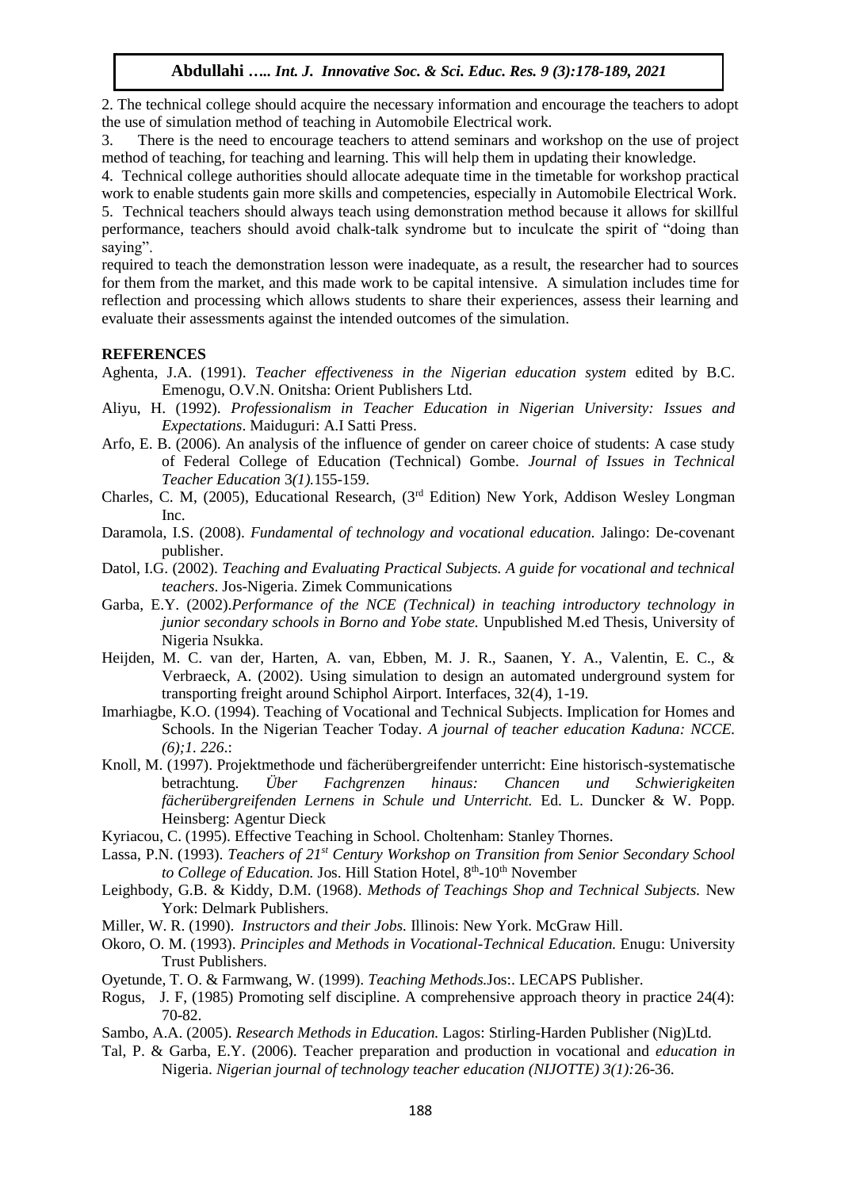2. The technical college should acquire the necessary information and encourage the teachers to adopt the use of simulation method of teaching in Automobile Electrical work.

3. There is the need to encourage teachers to attend seminars and workshop on the use of project method of teaching, for teaching and learning. This will help them in updating their knowledge.

4. Technical college authorities should allocate adequate time in the timetable for workshop practical work to enable students gain more skills and competencies, especially in Automobile Electrical Work.

5. Technical teachers should always teach using demonstration method because it allows for skillful performance, teachers should avoid chalk-talk syndrome but to inculcate the spirit of "doing than saying".

required to teach the demonstration lesson were inadequate, as a result, the researcher had to sources for them from the market, and this made work to be capital intensive. A simulation includes time for reflection and processing which allows students to share their experiences, assess their learning and evaluate their assessments against the intended outcomes of the simulation.

## REFERENCES

Aghenta, J.A. (1991). *Teacher effectiveness in the Nigerian education system* edited by B.C. Emenogu, O.V.N. Onitsha: Orient Publishers Ltd.

Aliyu, H. (1992). *Professionalism in Teacher Education in Nigerian University: Issues and Expectations*. Maiduguri: A.I Satti Press.

Arfo, E. B. (2006). An analysis of the influence of gender on career choice of students: A case study of Federal College of Education (Technical) Gombe. *Journal of Issues in Technical Teacher Education* 3*(1)*.155-159.

Charles, C. M, (2005), Educational Research, (3rd Edition) New York, Addison Wesley Longman Inc.

Daramola, I.S. (2008). *Fundamental of technology and vocational education.* Jalingo: De-covenant publisher.

Datol, I.G. (2002). *Teaching and Evaluating Practical Subjects. A guide for vocational and technical teachers*. Jos-Nigeria. Zimek Communications

Garba, E.Y. (2002).*Performance of the NCE (Technical) in teaching introductory technology in junior secondary schools in Borno and Yobe state.* Unpublished M.ed Thesis, University of Nigeria Nsukka.

Heijden, M. C. van der, Harten, A. van, Ebben, M. J. R., Saanen, Y. A., Valentin, E. C., & Verbraeck, A. (2002). Using simulation to design an automated underground system for transporting freight around Schiphol Airport. Interfaces, 32(4), 1-19.

Imarhiagbe, K.O. (1994). Teaching of Vocational and Technical Subjects. Implication for Homes and Schools. In the Nigerian Teacher Today. *A journal of teacher education Kaduna: NCCE. (6);1. 226*.:

Knoll, M. (1997). Projektmethode und fächerübergreifender unterricht: Eine historisch-systematische betrachtung. *Über Fachgrenzen hinaus: Chancen und Schwierigkeiten fächerübergreifenden Lernens in Schule und Unterricht.* Ed. L. Duncker & W. Popp. Heinsberg: Agentur Dieck

Kyriacou, C. (1995). Effective Teaching in School. Choltenham: Stanley Thornes.

Lassa, P.N. (1993). *Teachers of 21st Century Workshop on Transition from Senior Secondary School to College of Education.* Jos. Hill Station Hotel, 8th-10th November

Leighbody, G.B. & Kiddy, D.M. (1968). *Methods of Teachings Shop and Technical Subjects.* New York: Delmark Publishers.

Miller, W. R. (1990). *Instructors and their Jobs.* Illinois: New York. McGraw Hill.

Okoro, O. M. (1993). *Principles and Methods in Vocational-Technical Education.* Enugu: University Trust Publishers.

Oyetunde, T. O. & Farmwang, W. (1999). *Teaching Methods.*Jos:. LECAPS Publisher.

Rogus, J. F, (1985) Promoting self discipline. A comprehensive approach theory in practice 24(4): 70-82.

Sambo, A.A. (2005). *Research Methods in Education.* Lagos: Stirling-Harden Publisher (Nig)Ltd.

Tal, P. & Garba, E.Y. (2006). Teacher preparation and production in vocational and *education in* Nigeria. *Nigerian journal of technology teacher education (NIJOTTE) 3(1):*26-36.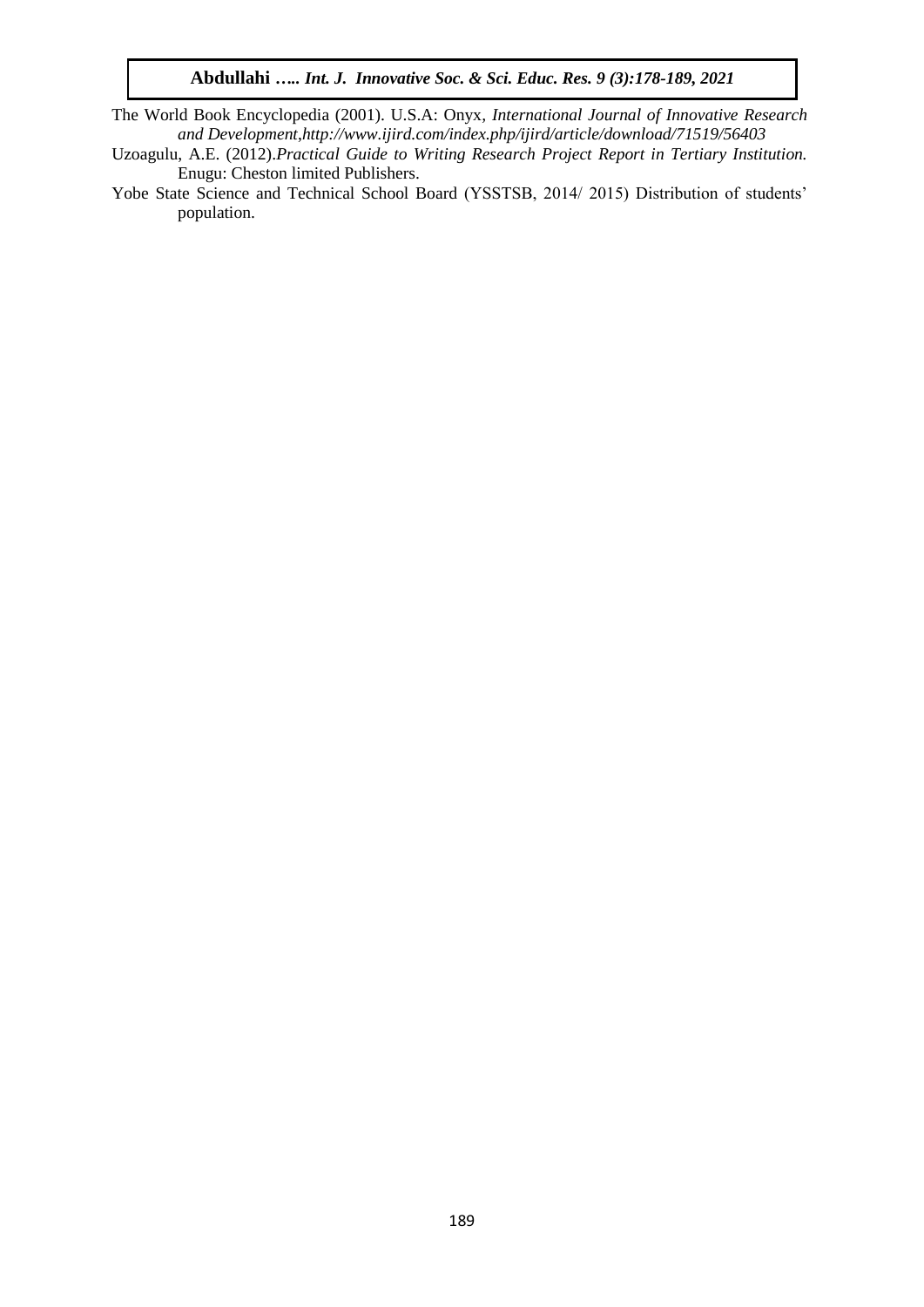The World Book Encyclopedia (2001). U.S.A: Onyx, *International Journal of Innovative Research and Development,http://www.ijird.com/index.php/ijird/article/download/71519/56403*

Uzoagulu, A.E. (2012).*Practical Guide to Writing Research Project Report in Tertiary Institution.* Enugu: Cheston limited Publishers.

Yobe State Science and Technical School Board (YSSTSB, 2014/ 2015) Distribution of students' population.